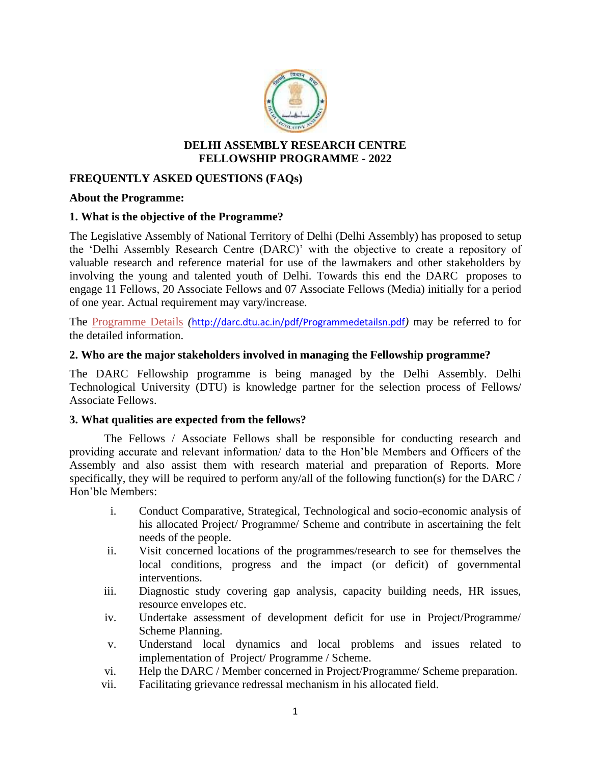# DELHI ASSEMBLY RESEARCH CENTRE
# FELLOWSHIP PROGRAMME - 2022

## FREQUENTLY ASKED QUESTIONS (FAQs)

### About the Programme:

### 1. What is the objective of the Programme?

The Legislative Assembly of National Territory of Delhi (Delhi Assembly) has proposed to setup the 'Delhi Assembly Research Centre (DARC)' with the objective to create a repository of valuable research and reference material for use of the lawmakers and other stakeholders by involving the young and talented youth of Delhi. Towards this end the DARC proposes to engage 11 Fellows, 20 Associate Fellows and 07 Associate Fellows (Media) initially for a period of one year. Actual requirement may vary/increase.

The Programme Details *(http://darc.dtu.ac.in/pdf/Programmedetailsn.pdf)* may be referred to for the detailed information.

### 2. Who are the major stakeholders involved in managing the Fellowship programme?

The DARC Fellowship programme is being managed by the Delhi Assembly. Delhi Technological University (DTU) is knowledge partner for the selection process of Fellows/ Associate Fellows.

### 3. What qualities are expected from the fellows?

The Fellows / Associate Fellows shall be responsible for conducting research and providing accurate and relevant information/ data to the Hon'ble Members and Officers of the Assembly and also assist them with research material and preparation of Reports. More specifically, they will be required to perform any/all of the following function(s) for the DARC / Hon'ble Members:

i. Conduct Comparative, Strategical, Technological and socio-economic analysis of his allocated Project/ Programme/ Scheme and contribute in ascertaining the felt needs of the people.
ii. Visit concerned locations of the programmes/research to see for themselves the local conditions, progress and the impact (or deficit) of governmental interventions.
iii. Diagnostic study covering gap analysis, capacity building needs, HR issues, resource envelopes etc.
iv. Undertake assessment of development deficit for use in Project/Programme/ Scheme Planning.
v. Understand local dynamics and local problems and issues related to implementation of Project/ Programme / Scheme.
vi. Help the DARC / Member concerned in Project/Programme/ Scheme preparation.
vii. Facilitating grievance redressal mechanism in his allocated field.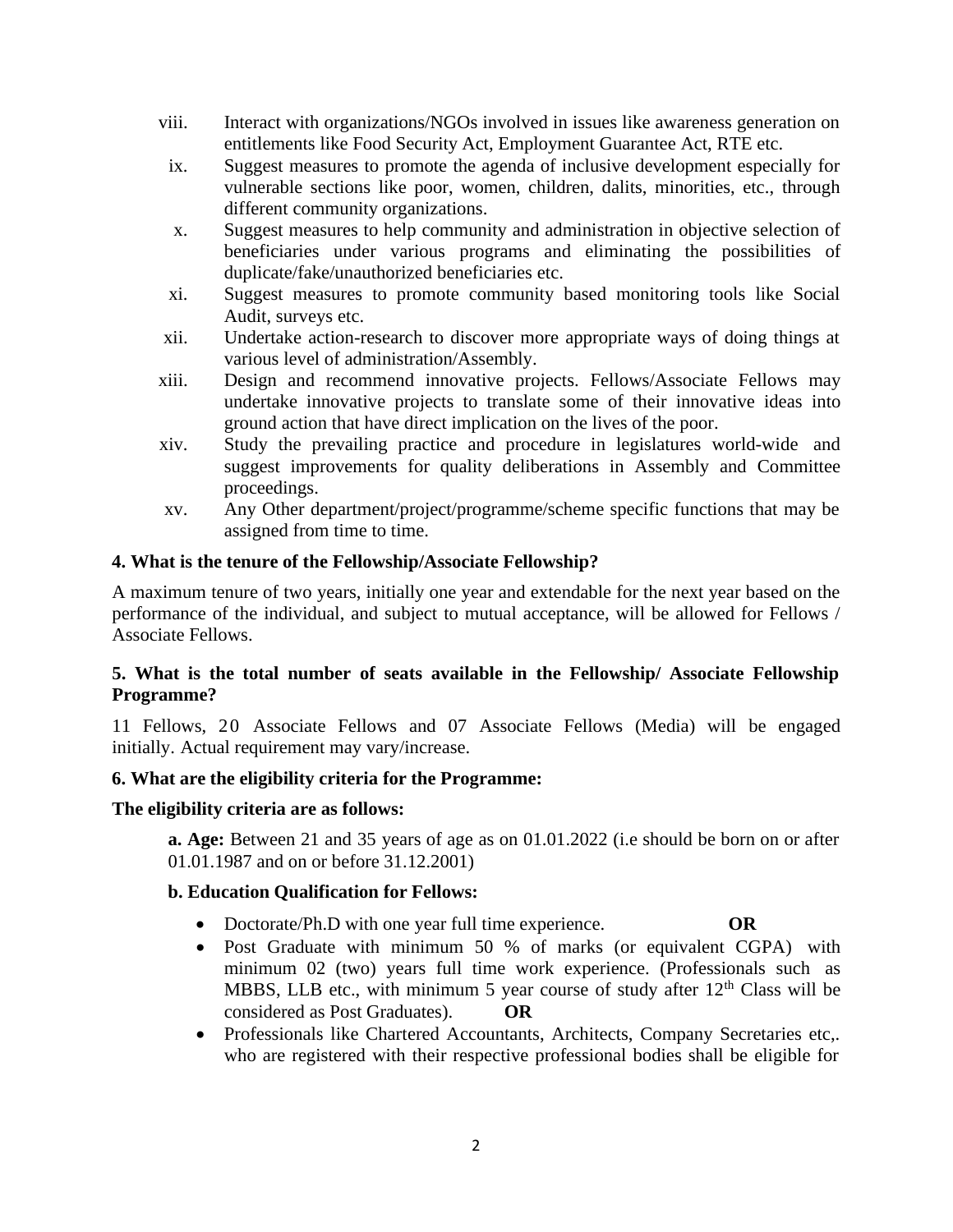viii. Interact with organizations/NGOs involved in issues like awareness generation on entitlements like Food Security Act, Employment Guarantee Act, RTE etc.

ix. Suggest measures to promote the agenda of inclusive development especially for vulnerable sections like poor, women, children, dalits, minorities, etc., through different community organizations.

x. Suggest measures to help community and administration in objective selection of beneficiaries under various programs and eliminating the possibilities of duplicate/fake/unauthorized beneficiaries etc.

xi. Suggest measures to promote community based monitoring tools like Social Audit, surveys etc.

xii. Undertake action-research to discover more appropriate ways of doing things at various level of administration/Assembly.

xiii. Design and recommend innovative projects. Fellows/Associate Fellows may undertake innovative projects to translate some of their innovative ideas into ground action that have direct implication on the lives of the poor.

xiv. Study the prevailing practice and procedure in legislatures world-wide and suggest improvements for quality deliberations in Assembly and Committee proceedings.

xv. Any Other department/project/programme/scheme specific functions that may be assigned from time to time.

**4. What is the tenure of the Fellowship/Associate Fellowship?**

A maximum tenure of two years, initially one year and extendable for the next year based on the performance of the individual, and subject to mutual acceptance, will be allowed for Fellows / Associate Fellows.

**5. What is the total number of seats available in the Fellowship/ Associate Fellowship Programme?**

11 Fellows, 20 Associate Fellows and 07 Associate Fellows (Media) will be engaged initially. Actual requirement may vary/increase.

**6. What are the eligibility criteria for the Programme:**

**The eligibility criteria are as follows:**

**a. Age:** Between 21 and 35 years of age as on 01.01.2022 (i.e should be born on or after 01.01.1987 and on or before 31.12.2001)

**b. Education Qualification for Fellows:**

- Doctorate/Ph.D with one year full time experience. **OR**
- Post Graduate with minimum 50 % of marks (or equivalent CGPA) with minimum 02 (two) years full time work experience. (Professionals such as MBBS, LLB etc., with minimum 5 year course of study after 12th Class will be considered as Post Graduates). **OR**
- Professionals like Chartered Accountants, Architects, Company Secretaries etc,. who are registered with their respective professional bodies shall be eligible for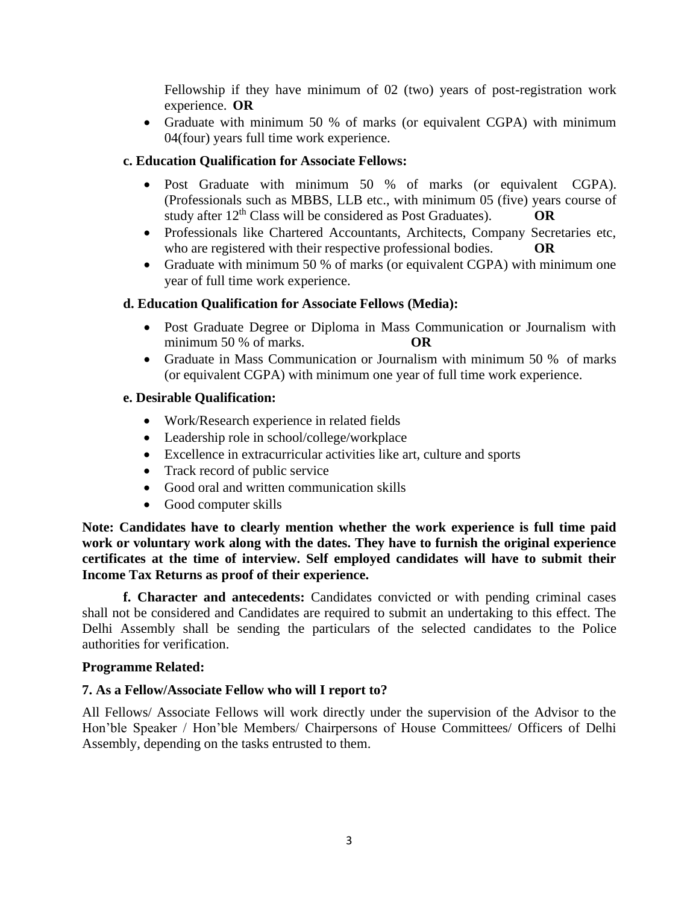Fellowship if they have minimum of 02 (two) years of post-registration work experience. **OR**

- Graduate with minimum 50 % of marks (or equivalent CGPA) with minimum 04(four) years full time work experience.

**c. Education Qualification for Associate Fellows:**

- Post Graduate with minimum 50 % of marks (or equivalent CGPA). (Professionals such as MBBS, LLB etc., with minimum 05 (five) years course of study after 12th Class will be considered as Post Graduates). **OR**
- Professionals like Chartered Accountants, Architects, Company Secretaries etc, who are registered with their respective professional bodies. **OR**
- Graduate with minimum 50 % of marks (or equivalent CGPA) with minimum one year of full time work experience.

**d. Education Qualification for Associate Fellows (Media):**

- Post Graduate Degree or Diploma in Mass Communication or Journalism with minimum 50 % of marks. **OR**
- Graduate in Mass Communication or Journalism with minimum 50 % of marks (or equivalent CGPA) with minimum one year of full time work experience.

**e. Desirable Qualification:**

- Work/Research experience in related fields
- Leadership role in school/college/workplace
- Excellence in extracurricular activities like art, culture and sports
- Track record of public service
- Good oral and written communication skills
- Good computer skills

**Note: Candidates have to clearly mention whether the work experience is full time paid work or voluntary work along with the dates. They have to furnish the original experience certificates at the time of interview. Self employed candidates will have to submit their Income Tax Returns as proof of their experience.**

**f. Character and antecedents:** Candidates convicted or with pending criminal cases shall not be considered and Candidates are required to submit an undertaking to this effect. The Delhi Assembly shall be sending the particulars of the selected candidates to the Police authorities for verification.

**Programme Related:**

**7. As a Fellow/Associate Fellow who will I report to?**

All Fellows/ Associate Fellows will work directly under the supervision of the Advisor to the Hon'ble Speaker / Hon'ble Members/ Chairpersons of House Committees/ Officers of Delhi Assembly, depending on the tasks entrusted to them.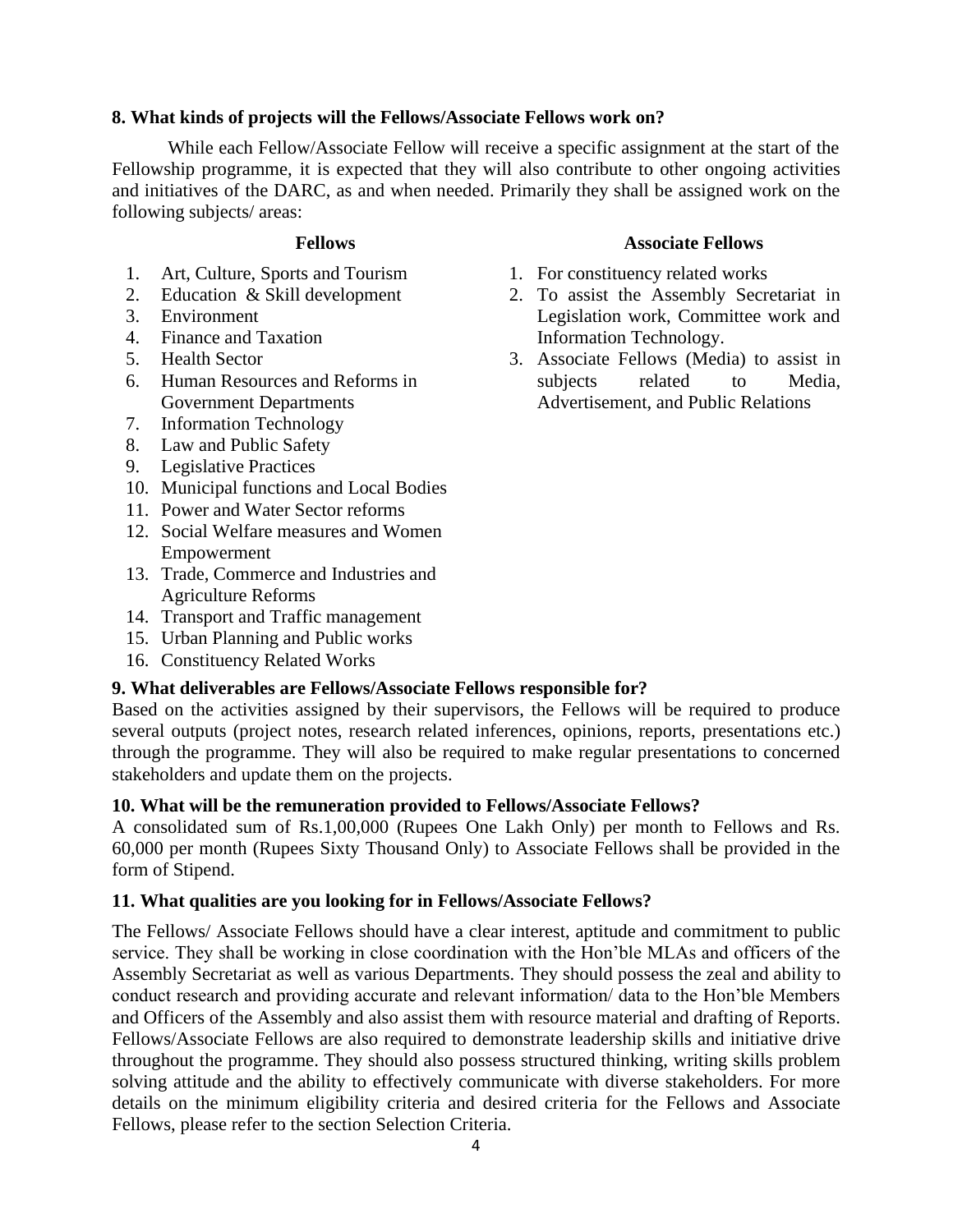**8. What kinds of projects will the Fellows/Associate Fellows work on?**

While each Fellow/Associate Fellow will receive a specific assignment at the start of the Fellowship programme, it is expected that they will also contribute to other ongoing activities and initiatives of the DARC, as and when needed. Primarily they shall be assigned work on the following subjects/ areas:

**Fellows**

1. Art, Culture, Sports and Tourism
2. Education & Skill development
3. Environment
4. Finance and Taxation
5. Health Sector
6. Human Resources and Reforms in Government Departments
7. Information Technology
8. Law and Public Safety
9. Legislative Practices
10. Municipal functions and Local Bodies
11. Power and Water Sector reforms
12. Social Welfare measures and Women Empowerment
13. Trade, Commerce and Industries and Agriculture Reforms
14. Transport and Traffic management
15. Urban Planning and Public works
16. Constituency Related Works

**Associate Fellows**

1. For constituency related works
2. To assist the Assembly Secretariat in Legislation work, Committee work and Information Technology.
3. Associate Fellows (Media) to assist in subjects related to Media, Advertisement, and Public Relations

**9. What deliverables are Fellows/Associate Fellows responsible for?**

Based on the activities assigned by their supervisors, the Fellows will be required to produce several outputs (project notes, research related inferences, opinions, reports, presentations etc.) through the programme. They will also be required to make regular presentations to concerned stakeholders and update them on the projects.

**10. What will be the remuneration provided to Fellows/Associate Fellows?**

A consolidated sum of Rs.1,00,000 (Rupees One Lakh Only) per month to Fellows and Rs. 60,000 per month (Rupees Sixty Thousand Only) to Associate Fellows shall be provided in the form of Stipend.

**11. What qualities are you looking for in Fellows/Associate Fellows?**

The Fellows/ Associate Fellows should have a clear interest, aptitude and commitment to public service. They shall be working in close coordination with the Hon'ble MLAs and officers of the Assembly Secretariat as well as various Departments. They should possess the zeal and ability to conduct research and providing accurate and relevant information/ data to the Hon'ble Members and Officers of the Assembly and also assist them with resource material and drafting of Reports. Fellows/Associate Fellows are also required to demonstrate leadership skills and initiative drive throughout the programme. They should also possess structured thinking, writing skills problem solving attitude and the ability to effectively communicate with diverse stakeholders. For more details on the minimum eligibility criteria and desired criteria for the Fellows and Associate Fellows, please refer to the section Selection Criteria.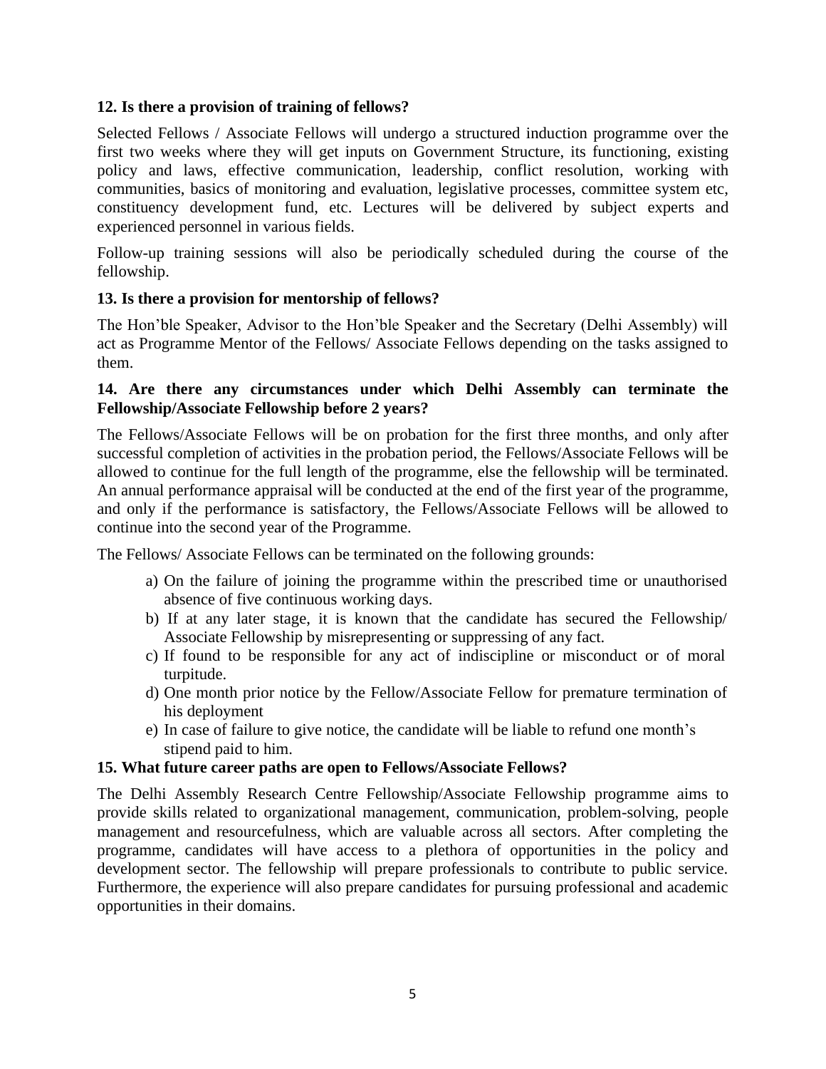**12. Is there a provision of training of fellows?**

Selected Fellows / Associate Fellows will undergo a structured induction programme over the first two weeks where they will get inputs on Government Structure, its functioning, existing policy and laws, effective communication, leadership, conflict resolution, working with communities, basics of monitoring and evaluation, legislative processes, committee system etc, constituency development fund, etc. Lectures will be delivered by subject experts and experienced personnel in various fields.

Follow-up training sessions will also be periodically scheduled during the course of the fellowship.

**13. Is there a provision for mentorship of fellows?**

The Hon'ble Speaker, Advisor to the Hon'ble Speaker and the Secretary (Delhi Assembly) will act as Programme Mentor of the Fellows/ Associate Fellows depending on the tasks assigned to them.

**14. Are there any circumstances under which Delhi Assembly can terminate the Fellowship/Associate Fellowship before 2 years?**

The Fellows/Associate Fellows will be on probation for the first three months, and only after successful completion of activities in the probation period, the Fellows/Associate Fellows will be allowed to continue for the full length of the programme, else the fellowship will be terminated. An annual performance appraisal will be conducted at the end of the first year of the programme, and only if the performance is satisfactory, the Fellows/Associate Fellows will be allowed to continue into the second year of the Programme.

The Fellows/ Associate Fellows can be terminated on the following grounds:

a) On the failure of joining the programme within the prescribed time or unauthorised absence of five continuous working days.
b) If at any later stage, it is known that the candidate has secured the Fellowship/ Associate Fellowship by misrepresenting or suppressing of any fact.
c) If found to be responsible for any act of indiscipline or misconduct or of moral turpitude.
d) One month prior notice by the Fellow/Associate Fellow for premature termination of his deployment
e) In case of failure to give notice, the candidate will be liable to refund one month's stipend paid to him.

**15. What future career paths are open to Fellows/Associate Fellows?**

The Delhi Assembly Research Centre Fellowship/Associate Fellowship programme aims to provide skills related to organizational management, communication, problem-solving, people management and resourcefulness, which are valuable across all sectors. After completing the programme, candidates will have access to a plethora of opportunities in the policy and development sector. The fellowship will prepare professionals to contribute to public service. Furthermore, the experience will also prepare candidates for pursuing professional and academic opportunities in their domains.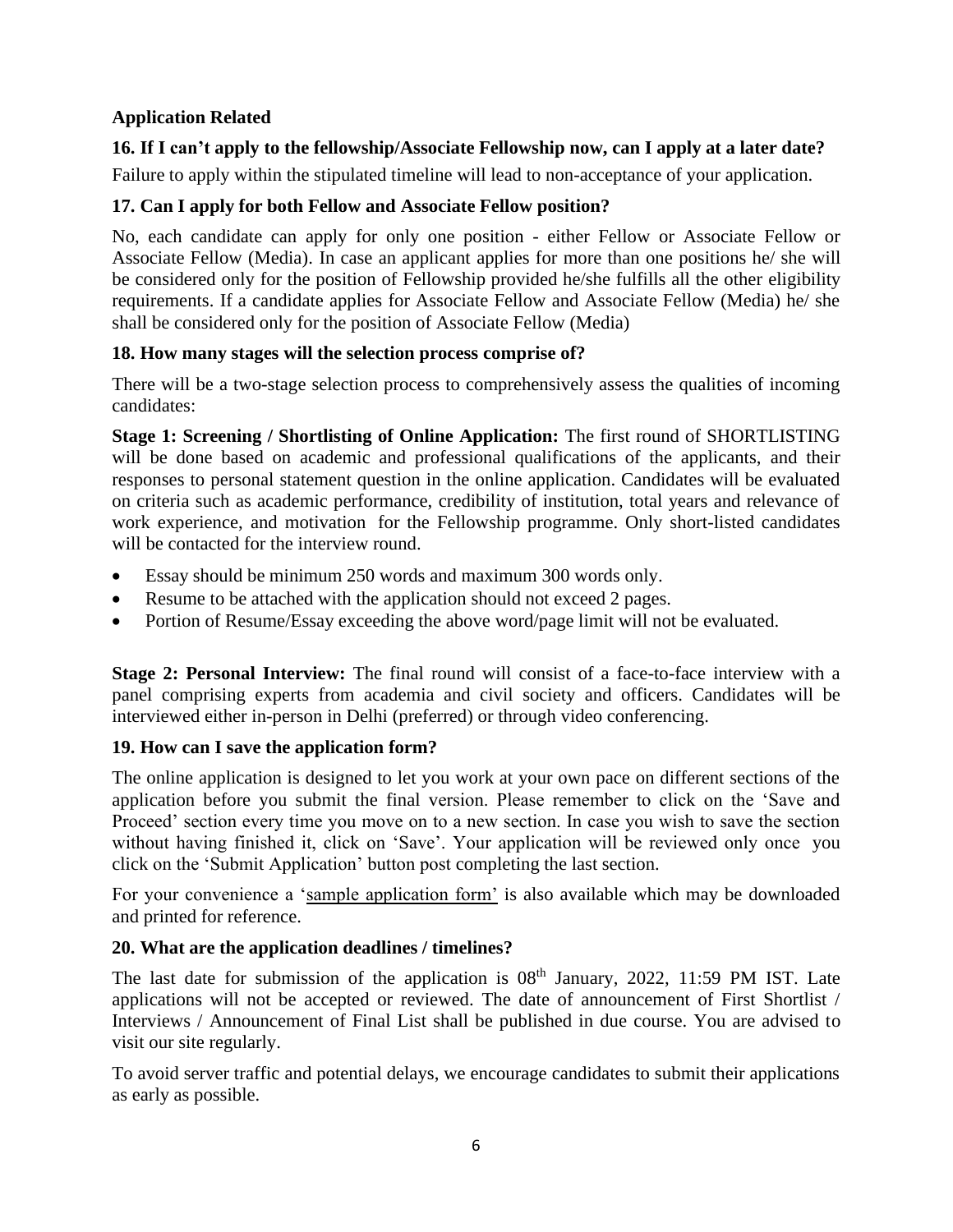## Application Related

### 16. If I can't apply to the fellowship/Associate Fellowship now, can I apply at a later date?

Failure to apply within the stipulated timeline will lead to non-acceptance of your application.

### 17. Can I apply for both Fellow and Associate Fellow position?

No, each candidate can apply for only one position - either Fellow or Associate Fellow or Associate Fellow (Media). In case an applicant applies for more than one positions he/ she will be considered only for the position of Fellowship provided he/she fulfills all the other eligibility requirements. If a candidate applies for Associate Fellow and Associate Fellow (Media) he/ she shall be considered only for the position of Associate Fellow (Media)

### 18. How many stages will the selection process comprise of?

There will be a two-stage selection process to comprehensively assess the qualities of incoming candidates:

**Stage 1: Screening / Shortlisting of Online Application:** The first round of SHORTLISTING will be done based on academic and professional qualifications of the applicants, and their responses to personal statement question in the online application. Candidates will be evaluated on criteria such as academic performance, credibility of institution, total years and relevance of work experience, and motivation for the Fellowship programme. Only short-listed candidates will be contacted for the interview round.

- Essay should be minimum 250 words and maximum 300 words only.
- Resume to be attached with the application should not exceed 2 pages.
- Portion of Resume/Essay exceeding the above word/page limit will not be evaluated.

**Stage 2: Personal Interview:** The final round will consist of a face-to-face interview with a panel comprising experts from academia and civil society and officers. Candidates will be interviewed either in-person in Delhi (preferred) or through video conferencing.

### 19. How can I save the application form?

The online application is designed to let you work at your own pace on different sections of the application before you submit the final version. Please remember to click on the 'Save and Proceed' section every time you move on to a new section. In case you wish to save the section without having finished it, click on 'Save'. Your application will be reviewed only once you click on the 'Submit Application' button post completing the last section.

For your convenience a 'sample application form' is also available which may be downloaded and printed for reference.

### 20. What are the application deadlines / timelines?

The last date for submission of the application is 08th January, 2022, 11:59 PM IST. Late applications will not be accepted or reviewed. The date of announcement of First Shortlist / Interviews / Announcement of Final List shall be published in due course. You are advised to visit our site regularly.

To avoid server traffic and potential delays, we encourage candidates to submit their applications as early as possible.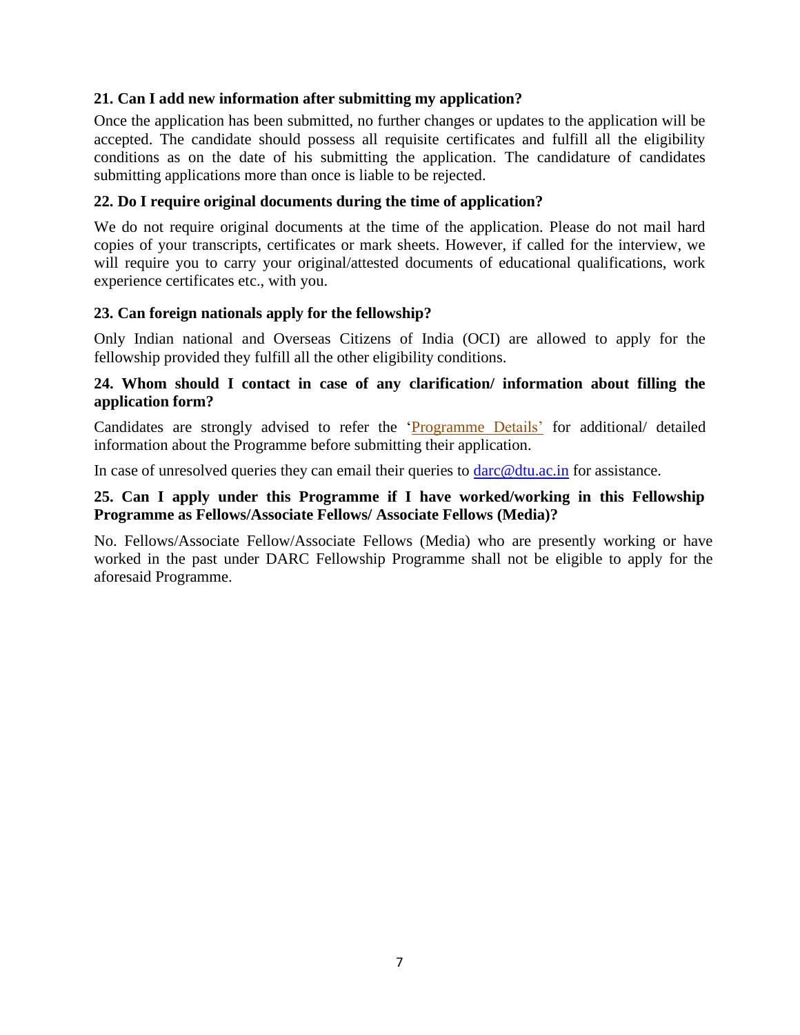**21. Can I add new information after submitting my application?**

Once the application has been submitted, no further changes or updates to the application will be accepted. The candidate should possess all requisite certificates and fulfill all the eligibility conditions as on the date of his submitting the application. The candidature of candidates submitting applications more than once is liable to be rejected.

**22. Do I require original documents during the time of application?**

We do not require original documents at the time of the application. Please do not mail hard copies of your transcripts, certificates or mark sheets. However, if called for the interview, we will require you to carry your original/attested documents of educational qualifications, work experience certificates etc., with you.

**23. Can foreign nationals apply for the fellowship?**

Only Indian national and Overseas Citizens of India (OCI) are allowed to apply for the fellowship provided they fulfill all the other eligibility conditions.

**24. Whom should I contact in case of any clarification/ information about filling the application form?**

Candidates are strongly advised to refer the 'Programme Details' for additional/ detailed information about the Programme before submitting their application.

In case of unresolved queries they can email their queries to darc@dtu.ac.in for assistance.

**25. Can I apply under this Programme if I have worked/working in this Fellowship Programme as Fellows/Associate Fellows/ Associate Fellows (Media)?**

No. Fellows/Associate Fellow/Associate Fellows (Media) who are presently working or have worked in the past under DARC Fellowship Programme shall not be eligible to apply for the aforesaid Programme.